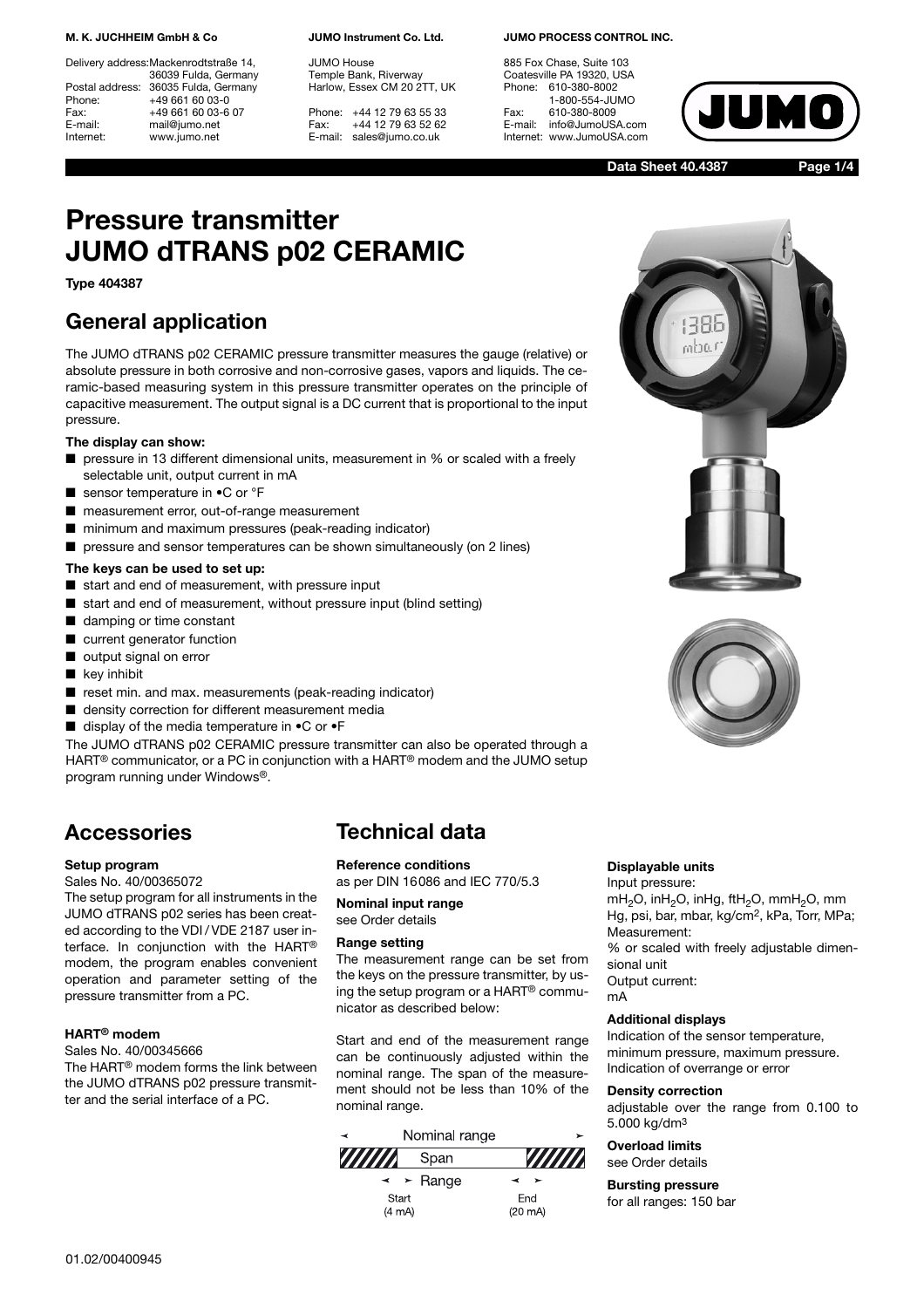**M. K. JUCHHEIM GmbH & Co**

Delivery address: Mackenrodtstraße 14, 36039 Fulda, Germany
Postal address: 36035 Fulda, Germany
Phone: +49 661 60 03-0
Fax: +49 661 60 03-6 07
E-mail: mail@jumo.net
Internet: www.jumo.net

**JUMO Instrument Co. Ltd.**

JUMO House
Temple Bank, Riverway
Harlow, Essex CM 20 2TT, UK

Phone: +44 12 79 63 55 33
Fax: +44 12 79 63 52 62
E-mail: sales@jumo.co.uk

**JUMO PROCESS CONTROL INC.**

885 Fox Chase, Suite 103
Coatesville PA 19320, USA
Phone: 610-380-8002
1-800-554-JUMO
Fax: 610-380-8009
E-mail: info@JumoUSA.com
Internet: www.JumoUSA.com

**Data Sheet 40.4387**

# Pressure transmitter JUMO dTRANS p02 CERAMIC

**Type 404387**

## General application

The JUMO dTRANS p02 CERAMIC pressure transmitter measures the gauge (relative) or absolute pressure in both corrosive and non-corrosive gases, vapors and liquids. The ceramic-based measuring system in this pressure transmitter operates on the principle of capacitive measurement. The output signal is a DC current that is proportional to the input pressure.

**The display can show:**

- pressure in 13 different dimensional units, measurement in % or scaled with a freely selectable unit, output current in mA
- sensor temperature in •C or °F
- measurement error, out-of-range measurement
- minimum and maximum pressures (peak-reading indicator)
- pressure and sensor temperatures can be shown simultaneously (on 2 lines)

**The keys can be used to set up:**

- start and end of measurement, with pressure input
- start and end of measurement, without pressure input (blind setting)
- damping or time constant
- current generator function
- output signal on error
- key inhibit
- reset min. and max. measurements (peak-reading indicator)
- density correction for different measurement media
- display of the media temperature in •C or •F

The JUMO dTRANS p02 CERAMIC pressure transmitter can also be operated through a HART® communicator, or a PC in conjunction with a HART® modem and the JUMO setup program running under Windows®.

## Accessories

**Setup program**

Sales No. 40/00365072

The setup program for all instruments in the JUMO dTRANS p02 series has been created according to the VDI / VDE 2187 user interface. In conjunction with the HART® modem, the program enables convenient operation and parameter setting of the pressure transmitter from a PC.

**HART® modem**

Sales No. 40/00345666

The HART® modem forms the link between the JUMO dTRANS p02 pressure transmitter and the serial interface of a PC.

## Technical data

**Reference conditions**

as per DIN 16086 and IEC 770/5.3

**Nominal input range**

see Order details

**Range setting**

The measurement range can be set from the keys on the pressure transmitter, by using the setup program or a HART® communicator as described below:

Start and end of the measurement range can be continuously adjusted within the nominal range. The span of the measurement should not be less than 10% of the nominal range.

Nominal range
Span
Range
Start (4 mA)
End (20 mA)

**Displayable units**

Input pressure:
$mH_2O$, $inH_2O$, inHg, $ftH_2O$, $mmH_2O$, mm Hg, psi, bar, mbar, $kg/cm^2$, kPa, Torr, MPa;
Measurement:
% or scaled with freely adjustable dimensional unit
Output current:
mA

**Additional displays**

Indication of the sensor temperature, minimum pressure, maximum pressure. Indication of overrange or error

**Density correction**

adjustable over the range from 0.100 to 5.000 $kg/dm^3$

**Overload limits**

see Order details

**Bursting pressure**

for all ranges: 150 bar

01.02/00400945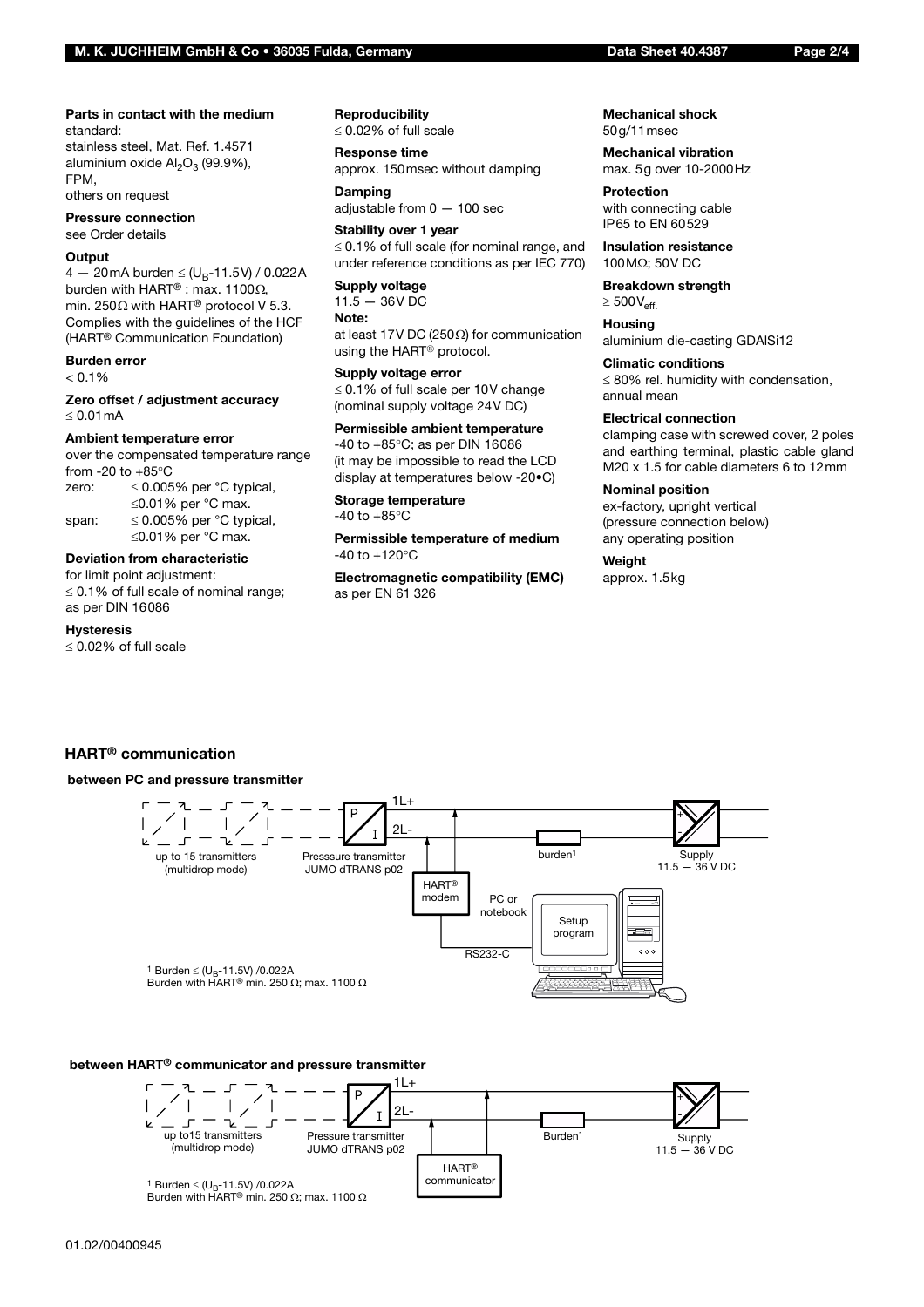**Parts in contact with the medium**
standard:
stainless steel, Mat. Ref. 1.4571
aluminium oxide $Al_2O_3$ (99.9%),
FPM,
others on request

**Pressure connection**
see Order details

**Output**
4 — 20mA burden ≤ ($U_B$-11.5V) / 0.022A
burden with HART® : max. 1100Ω,
min. 250Ω with HART® protocol V 5.3.
Complies with the guidelines of the HCF (HART® Communication Foundation)

**Burden error**
< 0.1%

**Zero offset / adjustment accuracy**
≤ 0.01mA

**Ambient temperature error**
over the compensated temperature range from -20 to +85°C
zero: ≤ 0.005% per °C typical,
≤0.01% per °C max.
span: ≤ 0.005% per °C typical,
≤0.01% per °C max.

**Deviation from characteristic**
for limit point adjustment:
≤ 0.1% of full scale of nominal range; as per DIN 16086

**Hysteresis**
≤ 0.02% of full scale

**Reproducibility**
≤ 0.02% of full scale

**Response time**
approx. 150msec without damping

**Damping**
adjustable from 0 — 100 sec

**Stability over 1 year**
≤ 0.1% of full scale (for nominal range, and under reference conditions as per IEC 770)

**Supply voltage**
11.5 — 36V DC

**Note:**
at least 17V DC (250Ω) for communication using the HART® protocol.

**Supply voltage error**
≤ 0.1% of full scale per 10V change (nominal supply voltage 24V DC)

**Permissible ambient temperature**
-40 to +85°C; as per DIN 16086
(it may be impossible to read the LCD display at temperatures below -20•C)

**Storage temperature**
-40 to +85°C

**Permissible temperature of medium**
-40 to +120°C

**Electromagnetic compatibility (EMC)**
as per EN 61 326

**Mechanical shock**
50g/11msec

**Mechanical vibration**
max. 5g over 10-2000Hz

**Protection**
with connecting cable
IP65 to EN 60529

**Insulation resistance**
100MΩ; 50V DC

**Breakdown strength**
≥ 500$V_{eff.}$

**Housing**
aluminium die-casting GDAlSi12

**Climatic conditions**
≤ 80% rel. humidity with condensation, annual mean

**Electrical connection**
clamping case with screwed cover, 2 poles and earthing terminal, plastic cable gland M20 x 1.5 for cable diameters 6 to 12mm

**Nominal position**
ex-factory, upright vertical
(pressure connection below)
any operating position

**Weight**
approx. 1.5kg

## HART® communication

**between PC and pressure transmitter**

up to 15 transmitters (multidrop mode) — Presssure transmitter JUMO dTRANS p02 — 1L+ / 2L- — HART® modem — RS232-C — PC or notebook — Setup program — burden[1] — Supply 11.5 — 36 V DC

[1] Burden ≤ ($U_B$-11.5V) /0.022A
Burden with HART® min. 250 Ω; max. 1100 Ω

**between HART® communicator and pressure transmitter**

up to15 transmitters (multidrop mode) — Pressure transmitter JUMO dTRANS p02 — 1L+ / 2L- — HART® communicator — Burden[1] — Supply 11.5 — 36 V DC

[1] Burden ≤ ($U_B$-11.5V) /0.022A
Burden with HART® min. 250 Ω; max. 1100 Ω

01.02/00400945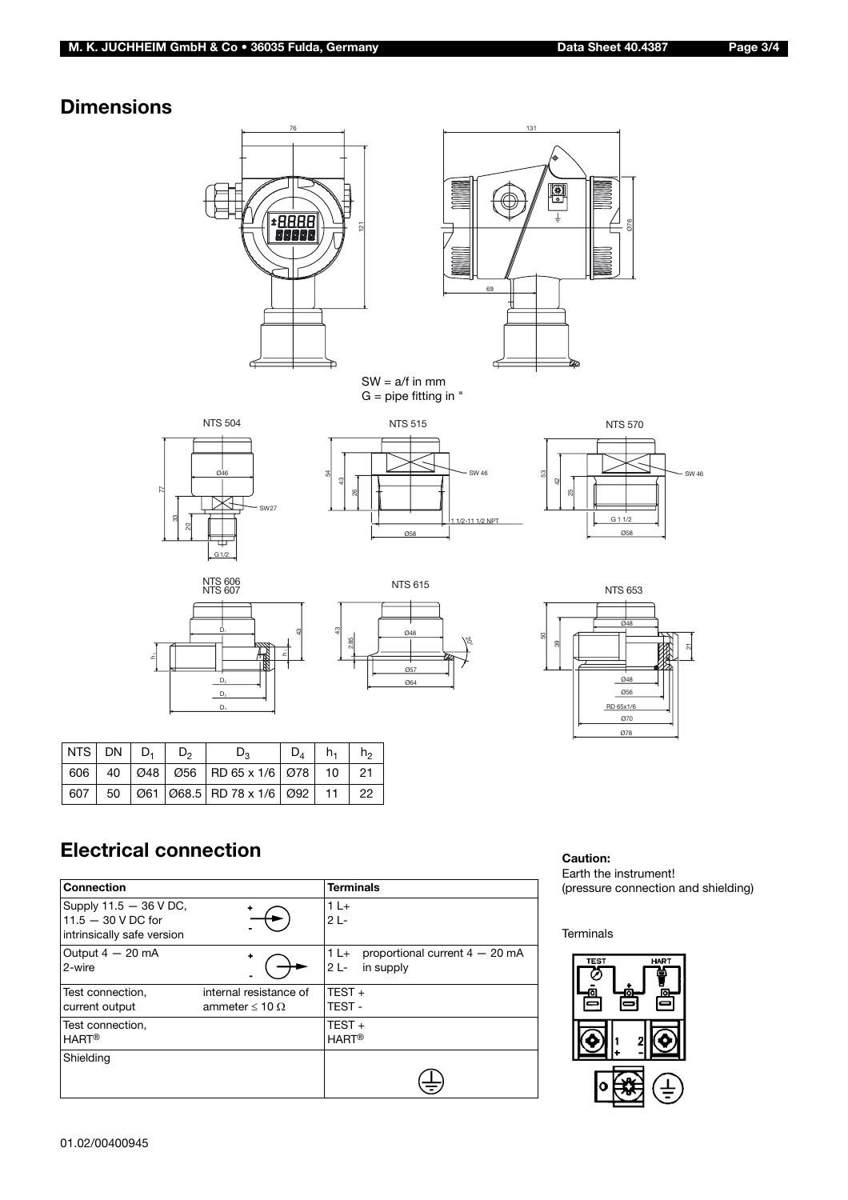## Dimensions

SW = a/f in mm
G = pipe fitting in "

| NTS | DN | $D_1$ | $D_2$ | $D_3$ | $D_4$ | $h_1$ | $h_2$ |
|---|---|---|---|---|---|---|---|
| 606 | 40 | Ø48 | Ø56 | RD 65 x 1/6 | Ø78 | 10 | 21 |
| 607 | 50 | Ø61 | Ø68.5 | RD 78 x 1/6 | Ø92 | 11 | 22 |

## Electrical connection

| Connection | | Terminals |
|---|---|---|
| Supply 11.5 — 36 V DC, 11.5 — 30 V DC for intrinsically safe version | | 1 L+ 2 L- |
| Output 4 — 20 mA 2-wire | | 1 L+ proportional current 4 — 20 mA 2 L- in supply |
| Test connection, current output | internal resistance of ammeter ≤ 10 Ω | TEST + TEST - |
| Test connection, HART® | | TEST + HART® |
| Shielding | | ⏚ |

**Caution:**
Earth the instrument!
(pressure connection and shielding)

Terminals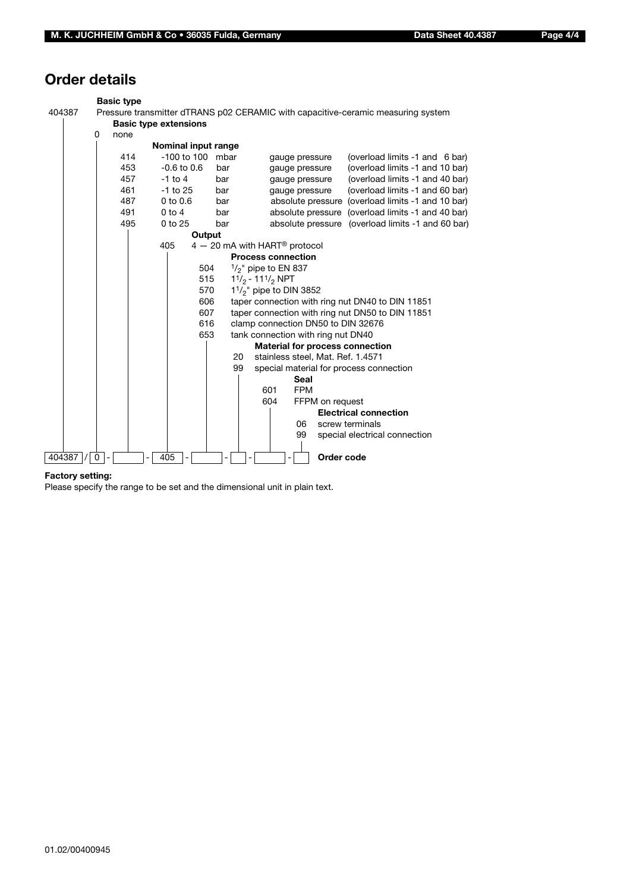## Order details

**Basic type**

| | |
|---|---|
| 404387 | Pressure transmitter dTRANS p02 CERAMIC with capacitive-ceramic measuring system |

**Basic type extensions**

| | |
|---|---|
| 0 | none |

**Nominal input range**

| | | | | |
|---|---|---|---|---|
| 414 | -100 to 100 | mbar | gauge pressure | (overload limits -1 and 6 bar) |
| 453 | -0.6 to 0.6 | bar | gauge pressure | (overload limits -1 and 10 bar) |
| 457 | -1 to 4 | bar | gauge pressure | (overload limits -1 and 40 bar) |
| 461 | -1 to 25 | bar | gauge pressure | (overload limits -1 and 60 bar) |
| 487 | 0 to 0.6 | bar | absolute pressure | (overload limits -1 and 10 bar) |
| 491 | 0 to 4 | bar | absolute pressure | (overload limits -1 and 40 bar) |
| 495 | 0 to 25 | bar | absolute pressure | (overload limits -1 and 60 bar) |

**Output**

| | |
|---|---|
| 405 | 4 — 20 mA with HART® protocol |

**Process connection**

| | |
|---|---|
| 504 | 1/2" pipe to EN 837 |
| 515 | 1 1/2 - 11 1/2 NPT |
| 570 | 1 1/2" pipe to DIN 3852 |
| 606 | taper connection with ring nut DN40 to DIN 11851 |
| 607 | taper connection with ring nut DN50 to DIN 11851 |
| 616 | clamp connection DN50 to DIN 32676 |
| 653 | tank connection with ring nut DN40 |

**Material for process connection**

| | |
|---|---|
| 20 | stainless steel, Mat. Ref. 1.4571 |
| 99 | special material for process connection |

**Seal**

| | |
|---|---|
| 601 | FPM |
| 604 | FFPM on request |

**Electrical connection**

| | |
|---|---|
| 06 | screw terminals |
| 99 | special electrical connection |

**Order code**

404387 / 0 - ___ - 405 - ___ - ___ - ___ - ___

**Factory setting:**

Please specify the range to be set and the dimensional unit in plain text.

01.02/00400945